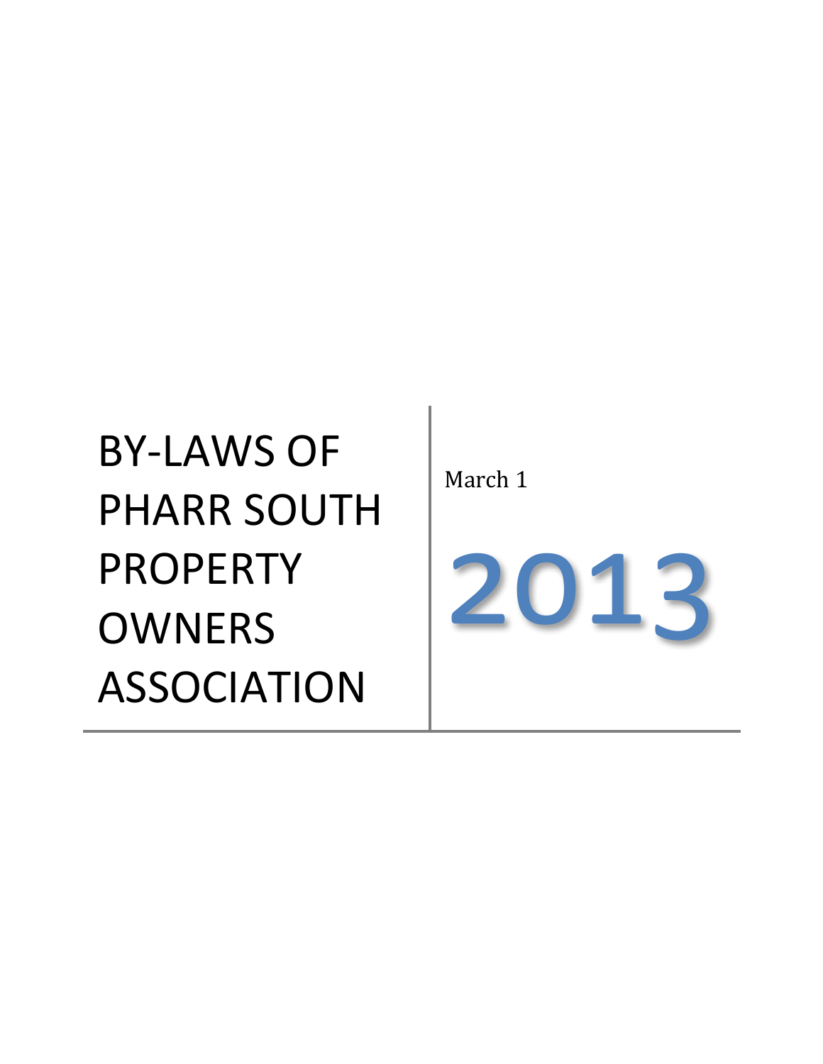# BY-LAWS OF PHARR SOUTH PROPERTY OWNERS ASSOCIATION

March 1

2013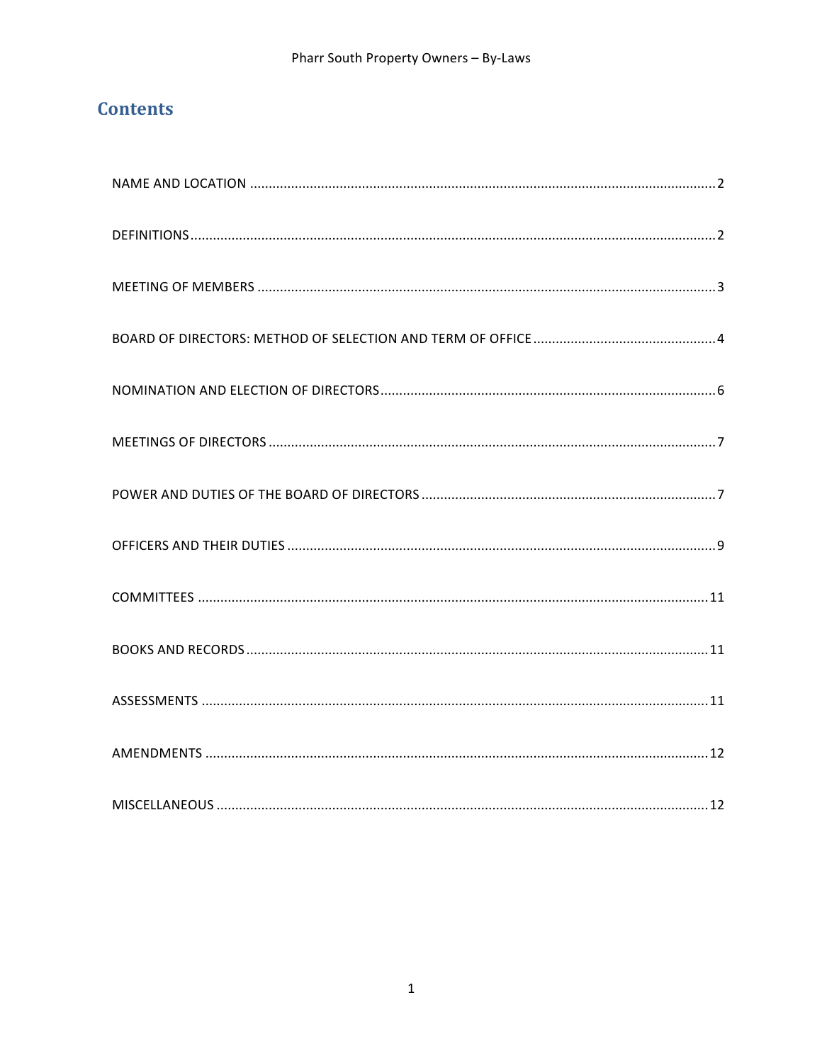# Contents

| | |
|---|---|
| NAME AND LOCATION | 2 |
| DEFINITIONS | 2 |
| MEETING OF MEMBERS | 3 |
| BOARD OF DIRECTORS: METHOD OF SELECTION AND TERM OF OFFICE | 4 |
| NOMINATION AND ELECTION OF DIRECTORS | 6 |
| MEETINGS OF DIRECTORS | 7 |
| POWER AND DUTIES OF THE BOARD OF DIRECTORS | 7 |
| OFFICERS AND THEIR DUTIES | 9 |
| COMMITTEES | 11 |
| BOOKS AND RECORDS | 11 |
| ASSESSMENTS | 11 |
| AMENDMENTS | 12 |
| MISCELLANEOUS | 12 |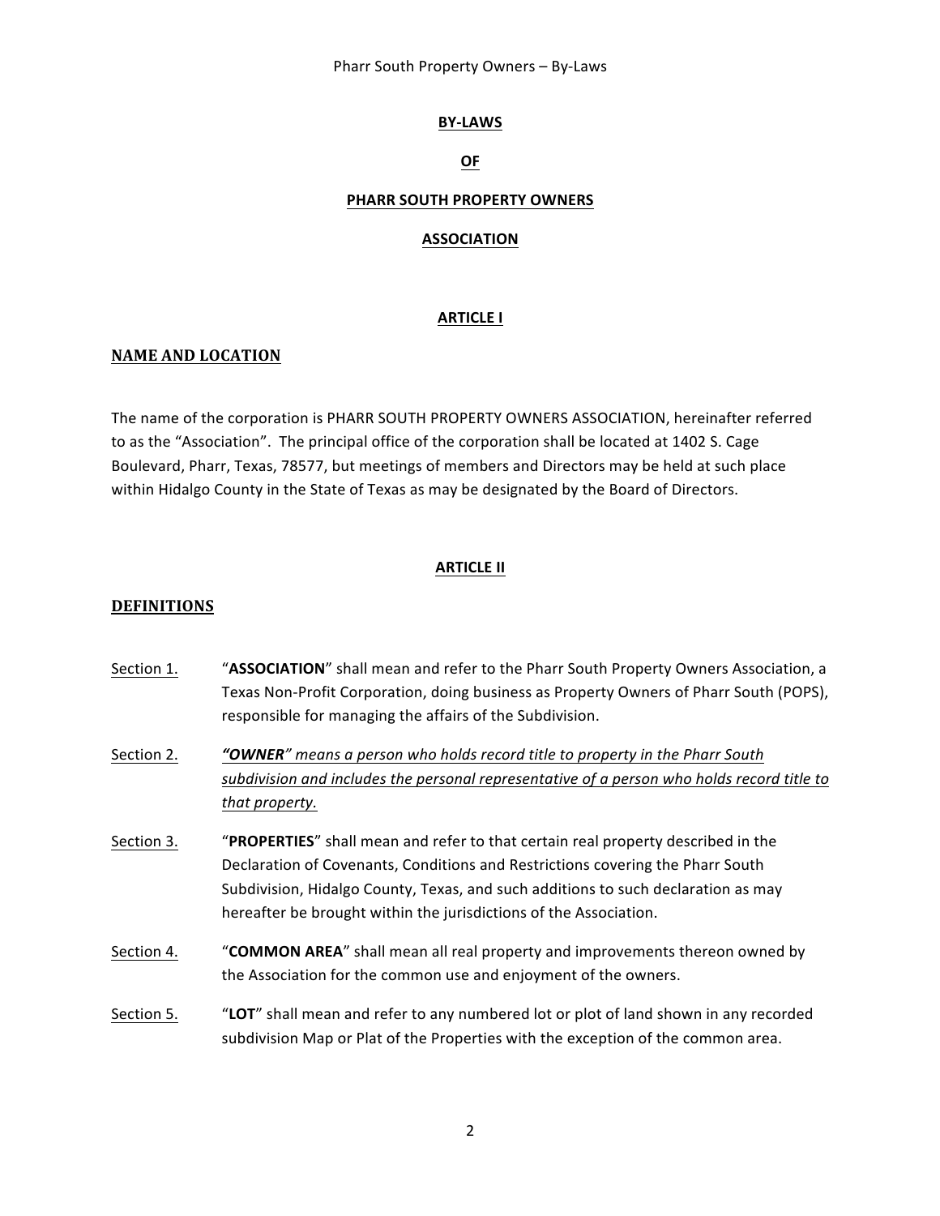# BY-LAWS

# OF

# PHARR SOUTH PROPERTY OWNERS

# ASSOCIATION

## ARTICLE I

## NAME AND LOCATION

The name of the corporation is PHARR SOUTH PROPERTY OWNERS ASSOCIATION, hereinafter referred to as the "Association". The principal office of the corporation shall be located at 1402 S. Cage Boulevard, Pharr, Texas, 78577, but meetings of members and Directors may be held at such place within Hidalgo County in the State of Texas as may be designated by the Board of Directors.

## ARTICLE II

## DEFINITIONS

Section 1. "**ASSOCIATION**" shall mean and refer to the Pharr South Property Owners Association, a Texas Non-Profit Corporation, doing business as Property Owners of Pharr South (POPS), responsible for managing the affairs of the Subdivision.

Section 2. ***"OWNER"** means a person who holds record title to property in the Pharr South subdivision and includes the personal representative of a person who holds record title to that property.*

Section 3. "**PROPERTIES**" shall mean and refer to that certain real property described in the Declaration of Covenants, Conditions and Restrictions covering the Pharr South Subdivision, Hidalgo County, Texas, and such additions to such declaration as may hereafter be brought within the jurisdictions of the Association.

Section 4. "**COMMON AREA**" shall mean all real property and improvements thereon owned by the Association for the common use and enjoyment of the owners.

Section 5. "**LOT**" shall mean and refer to any numbered lot or plot of land shown in any recorded subdivision Map or Plat of the Properties with the exception of the common area.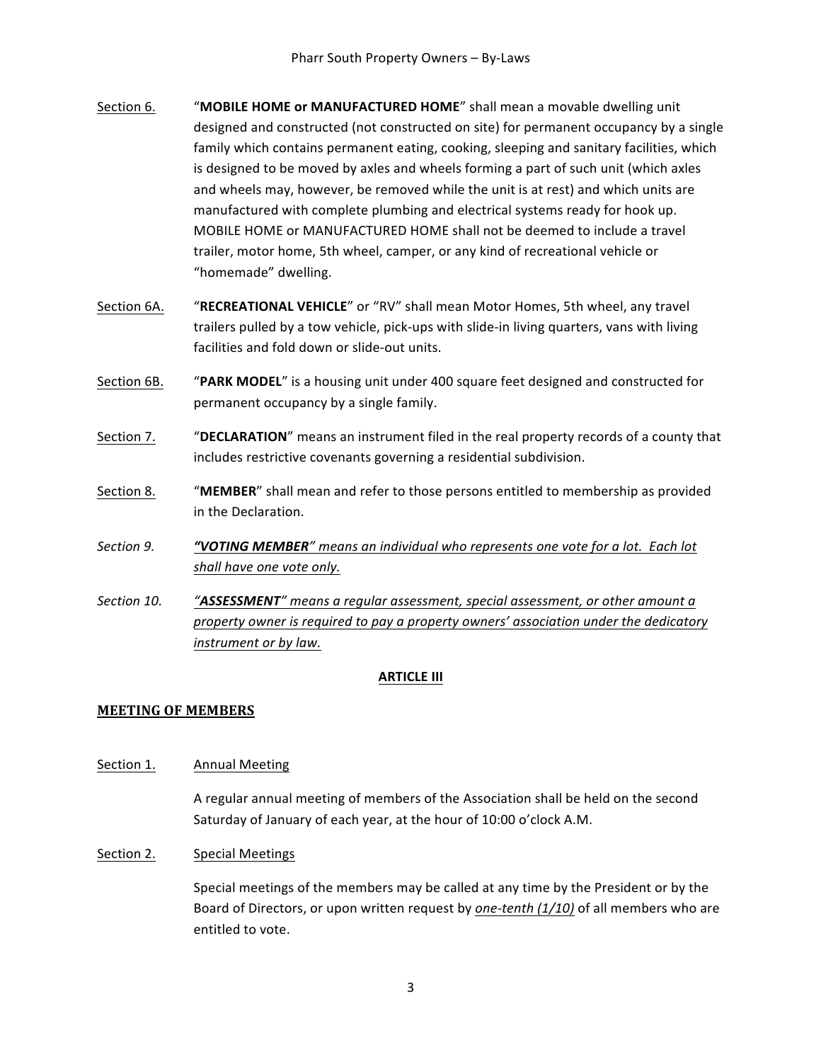<u>Section 6.</u> "**MOBILE HOME or MANUFACTURED HOME**" shall mean a movable dwelling unit designed and constructed (not constructed on site) for permanent occupancy by a single family which contains permanent eating, cooking, sleeping and sanitary facilities, which is designed to be moved by axles and wheels forming a part of such unit (which axles and wheels may, however, be removed while the unit is at rest) and which units are manufactured with complete plumbing and electrical systems ready for hook up. MOBILE HOME or MANUFACTURED HOME shall not be deemed to include a travel trailer, motor home, 5th wheel, camper, or any kind of recreational vehicle or "homemade" dwelling.

<u>Section 6A.</u> "**RECREATIONAL VEHICLE**" or "RV" shall mean Motor Homes, 5th wheel, any travel trailers pulled by a tow vehicle, pick-ups with slide-in living quarters, vans with living facilities and fold down or slide-out units.

<u>Section 6B.</u> "**PARK MODEL**" is a housing unit under 400 square feet designed and constructed for permanent occupancy by a single family.

<u>Section 7.</u> "**DECLARATION**" means an instrument filed in the real property records of a county that includes restrictive covenants governing a residential subdivision.

<u>Section 8.</u> "**MEMBER**" shall mean and refer to those persons entitled to membership as provided in the Declaration.

*Section 9.* ***<u>"VOTING MEMBER"</u>*** *<u>means an individual who represents one vote for a lot. Each lot shall have one vote only.</u>*

*Section 10.* ***<u>"ASSESSMENT"</u>*** *<u>means a regular assessment, special assessment, or other amount a property owner is required to pay a property owners' association under the dedicatory instrument or by law.</u>*

## <u>ARTICLE III</u>

## <u>MEETING OF MEMBERS</u>

<u>Section 1.</u> <u>Annual Meeting</u>

A regular annual meeting of members of the Association shall be held on the second Saturday of January of each year, at the hour of 10:00 o'clock A.M.

<u>Section 2.</u> <u>Special Meetings</u>

Special meetings of the members may be called at any time by the President or by the Board of Directors, or upon written request by *<u>one-tenth (1/10)</u>* of all members who are entitled to vote.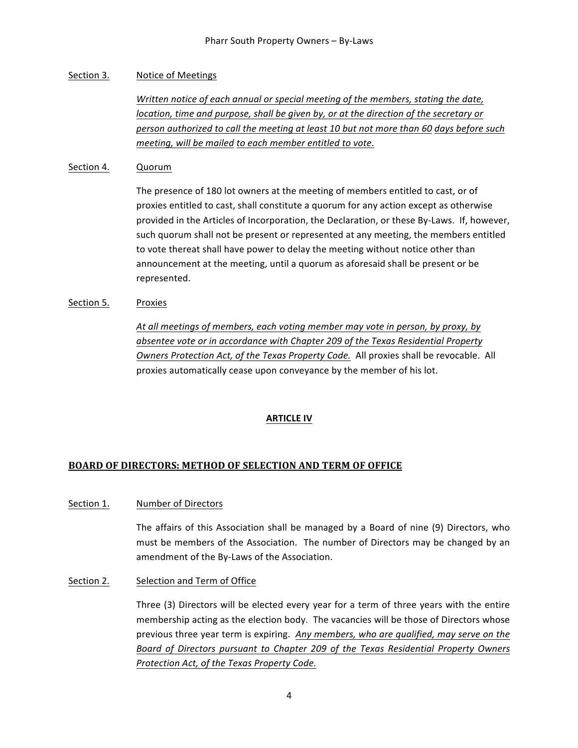Section 3. Notice of Meetings

*Written notice of each annual or special meeting of the members, stating the date, location, time and purpose, shall be given by, or at the direction of the secretary or person authorized to call the meeting at least 10 but not more than 60 days before such meeting, will be mailed to each member entitled to vote.*

Section 4. Quorum

The presence of 180 lot owners at the meeting of members entitled to cast, or of proxies entitled to cast, shall constitute a quorum for any action except as otherwise provided in the Articles of Incorporation, the Declaration, or these By-Laws. If, however, such quorum shall not be present or represented at any meeting, the members entitled to vote thereat shall have power to delay the meeting without notice other than announcement at the meeting, until a quorum as aforesaid shall be present or be represented.

Section 5. Proxies

*At all meetings of members, each voting member may vote in person, by proxy, by absentee vote or in accordance with Chapter 209 of the Texas Residential Property Owners Protection Act, of the Texas Property Code.* All proxies shall be revocable. All proxies automatically cease upon conveyance by the member of his lot.

## ARTICLE IV

## BOARD OF DIRECTORS: METHOD OF SELECTION AND TERM OF OFFICE

Section 1. Number of Directors

The affairs of this Association shall be managed by a Board of nine (9) Directors, who must be members of the Association. The number of Directors may be changed by an amendment of the By-Laws of the Association.

Section 2. Selection and Term of Office

Three (3) Directors will be elected every year for a term of three years with the entire membership acting as the election body. The vacancies will be those of Directors whose previous three year term is expiring. *Any members, who are qualified, may serve on the Board of Directors pursuant to Chapter 209 of the Texas Residential Property Owners Protection Act, of the Texas Property Code.*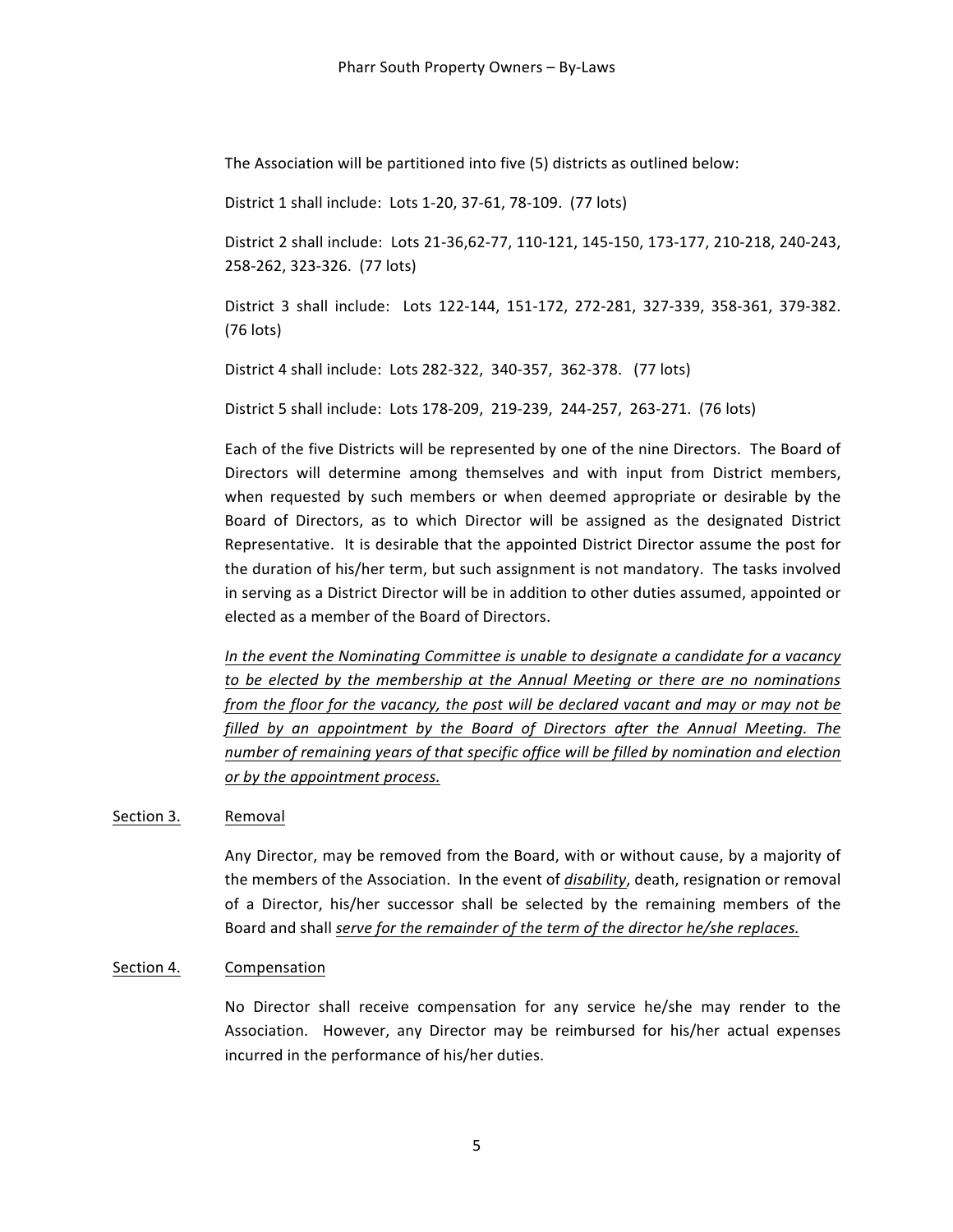The Association will be partitioned into five (5) districts as outlined below:

District 1 shall include: Lots 1-20, 37-61, 78-109. (77 lots)

District 2 shall include: Lots 21-36,62-77, 110-121, 145-150, 173-177, 210-218, 240-243, 258-262, 323-326. (77 lots)

District 3 shall include: Lots 122-144, 151-172, 272-281, 327-339, 358-361, 379-382. (76 lots)

District 4 shall include: Lots 282-322, 340-357, 362-378. (77 lots)

District 5 shall include: Lots 178-209, 219-239, 244-257, 263-271. (76 lots)

Each of the five Districts will be represented by one of the nine Directors. The Board of Directors will determine among themselves and with input from District members, when requested by such members or when deemed appropriate or desirable by the Board of Directors, as to which Director will be assigned as the designated District Representative. It is desirable that the appointed District Director assume the post for the duration of his/her term, but such assignment is not mandatory. The tasks involved in serving as a District Director will be in addition to other duties assumed, appointed or elected as a member of the Board of Directors.

<u>*In the event the Nominating Committee is unable to designate a candidate for a vacancy to be elected by the membership at the Annual Meeting or there are no nominations from the floor for the vacancy, the post will be declared vacant and may or may not be filled by an appointment by the Board of Directors after the Annual Meeting. The number of remaining years of that specific office will be filled by nomination and election or by the appointment process.*</u>

<u>Section 3.</u> <u>Removal</u>

Any Director, may be removed from the Board, with or without cause, by a majority of the members of the Association. In the event of <u>*disability*</u>, death, resignation or removal of a Director, his/her successor shall be selected by the remaining members of the Board and shall <u>*serve for the remainder of the term of the director he/she replaces.*</u>

<u>Section 4.</u> <u>Compensation</u>

No Director shall receive compensation for any service he/she may render to the Association. However, any Director may be reimbursed for his/her actual expenses incurred in the performance of his/her duties.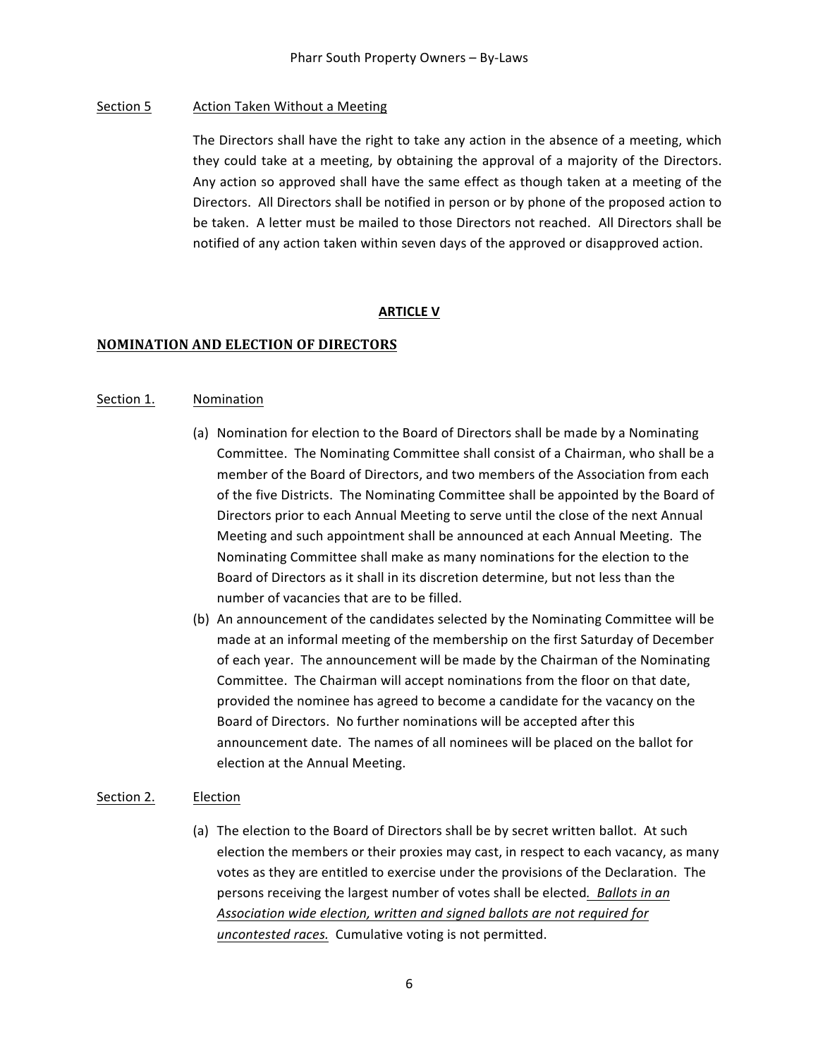Section 5 Action Taken Without a Meeting

The Directors shall have the right to take any action in the absence of a meeting, which they could take at a meeting, by obtaining the approval of a majority of the Directors. Any action so approved shall have the same effect as though taken at a meeting of the Directors. All Directors shall be notified in person or by phone of the proposed action to be taken. A letter must be mailed to those Directors not reached. All Directors shall be notified of any action taken within seven days of the approved or disapproved action.

## ARTICLE V

## NOMINATION AND ELECTION OF DIRECTORS

Section 1. Nomination

(a) Nomination for election to the Board of Directors shall be made by a Nominating Committee. The Nominating Committee shall consist of a Chairman, who shall be a member of the Board of Directors, and two members of the Association from each of the five Districts. The Nominating Committee shall be appointed by the Board of Directors prior to each Annual Meeting to serve until the close of the next Annual Meeting and such appointment shall be announced at each Annual Meeting. The Nominating Committee shall make as many nominations for the election to the Board of Directors as it shall in its discretion determine, but not less than the number of vacancies that are to be filled.

(b) An announcement of the candidates selected by the Nominating Committee will be made at an informal meeting of the membership on the first Saturday of December of each year. The announcement will be made by the Chairman of the Nominating Committee. The Chairman will accept nominations from the floor on that date, provided the nominee has agreed to become a candidate for the vacancy on the Board of Directors. No further nominations will be accepted after this announcement date. The names of all nominees will be placed on the ballot for election at the Annual Meeting.

Section 2. Election

(a) The election to the Board of Directors shall be by secret written ballot. At such election the members or their proxies may cast, in respect to each vacancy, as many votes as they are entitled to exercise under the provisions of the Declaration. The persons receiving the largest number of votes shall be elected*. Ballots in an Association wide election, written and signed ballots are not required for uncontested races.* Cumulative voting is not permitted.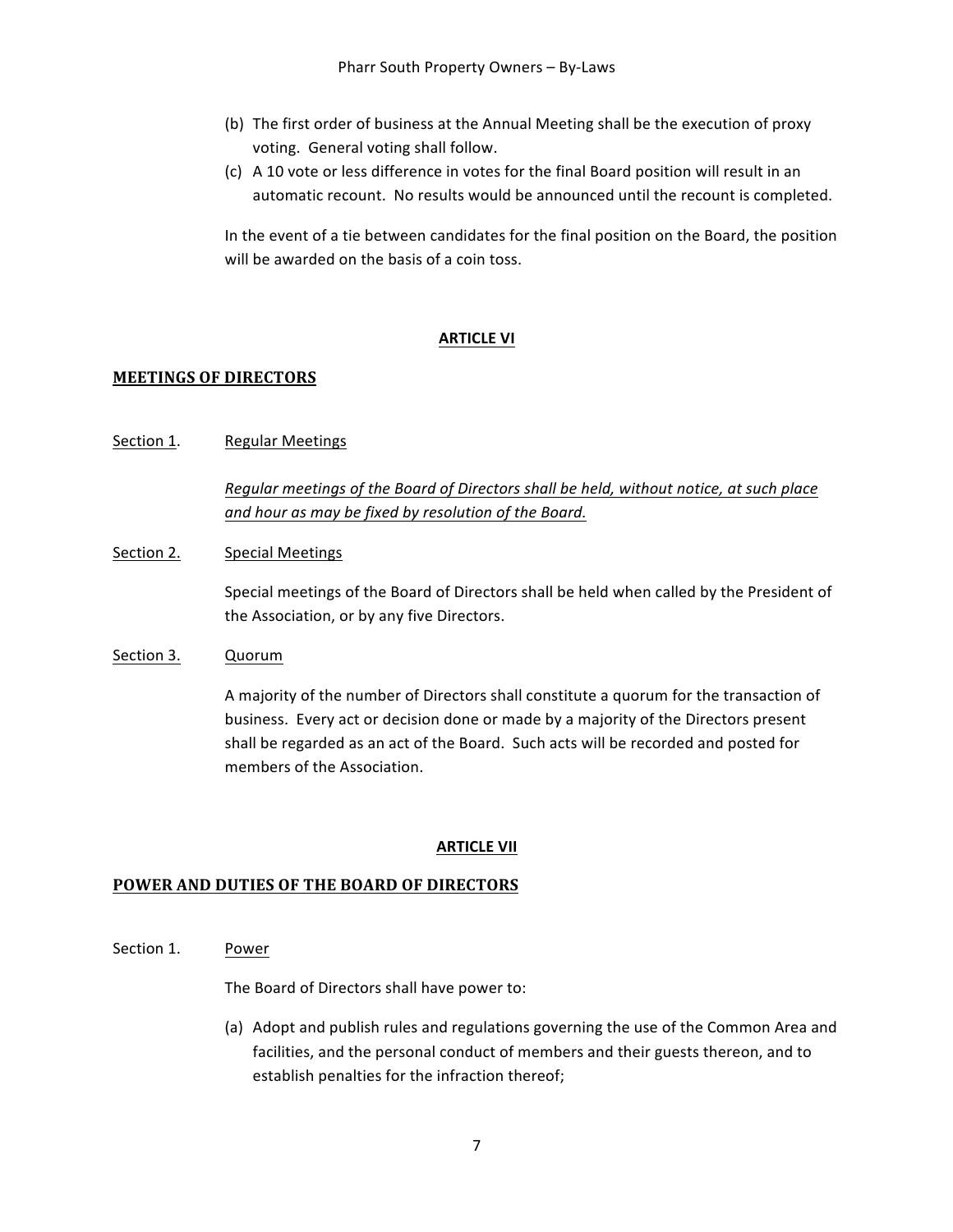(b) The first order of business at the Annual Meeting shall be the execution of proxy voting. General voting shall follow.

(c) A 10 vote or less difference in votes for the final Board position will result in an automatic recount. No results would be announced until the recount is completed.

In the event of a tie between candidates for the final position on the Board, the position will be awarded on the basis of a coin toss.

## ARTICLE VI

## MEETINGS OF DIRECTORS

Section 1. Regular Meetings

*Regular meetings of the Board of Directors shall be held, without notice, at such place and hour as may be fixed by resolution of the Board.*

Section 2. Special Meetings

Special meetings of the Board of Directors shall be held when called by the President of the Association, or by any five Directors.

Section 3. Quorum

A majority of the number of Directors shall constitute a quorum for the transaction of business. Every act or decision done or made by a majority of the Directors present shall be regarded as an act of the Board. Such acts will be recorded and posted for members of the Association.

## ARTICLE VII

## POWER AND DUTIES OF THE BOARD OF DIRECTORS

Section 1. Power

The Board of Directors shall have power to:

(a) Adopt and publish rules and regulations governing the use of the Common Area and facilities, and the personal conduct of members and their guests thereon, and to establish penalties for the infraction thereof;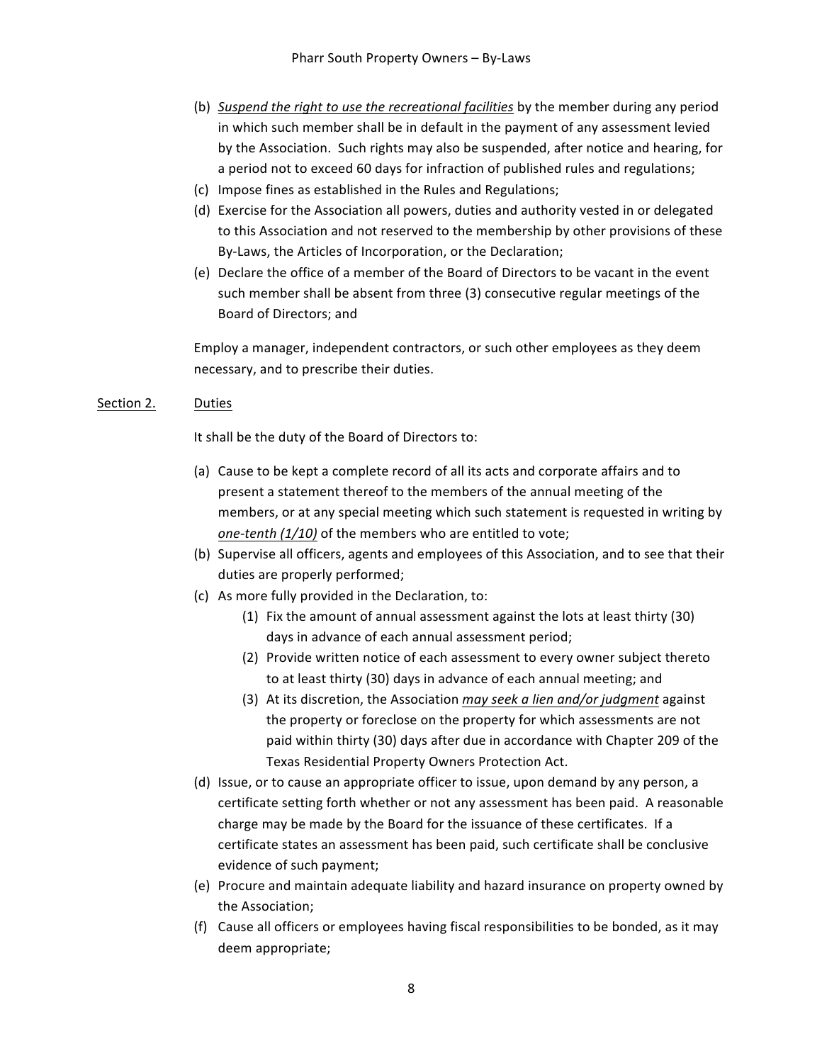(b) *Suspend the right to use the recreational facilities* by the member during any period in which such member shall be in default in the payment of any assessment levied by the Association. Such rights may also be suspended, after notice and hearing, for a period not to exceed 60 days for infraction of published rules and regulations;

(c) Impose fines as established in the Rules and Regulations;

(d) Exercise for the Association all powers, duties and authority vested in or delegated to this Association and not reserved to the membership by other provisions of these By-Laws, the Articles of Incorporation, or the Declaration;

(e) Declare the office of a member of the Board of Directors to be vacant in the event such member shall be absent from three (3) consecutive regular meetings of the Board of Directors; and

Employ a manager, independent contractors, or such other employees as they deem necessary, and to prescribe their duties.

<u>Section 2.</u> <u>Duties</u>

It shall be the duty of the Board of Directors to:

(a) Cause to be kept a complete record of all its acts and corporate affairs and to present a statement thereof to the members of the annual meeting of the members, or at any special meeting which such statement is requested in writing by *one-tenth (1/10)* of the members who are entitled to vote;

(b) Supervise all officers, agents and employees of this Association, and to see that their duties are properly performed;

(c) As more fully provided in the Declaration, to:
    (1) Fix the amount of annual assessment against the lots at least thirty (30) days in advance of each annual assessment period;
    (2) Provide written notice of each assessment to every owner subject thereto to at least thirty (30) days in advance of each annual meeting; and
    (3) At its discretion, the Association *may seek a lien and/or judgment* against the property or foreclose on the property for which assessments are not paid within thirty (30) days after due in accordance with Chapter 209 of the Texas Residential Property Owners Protection Act.

(d) Issue, or to cause an appropriate officer to issue, upon demand by any person, a certificate setting forth whether or not any assessment has been paid. A reasonable charge may be made by the Board for the issuance of these certificates. If a certificate states an assessment has been paid, such certificate shall be conclusive evidence of such payment;

(e) Procure and maintain adequate liability and hazard insurance on property owned by the Association;

(f) Cause all officers or employees having fiscal responsibilities to be bonded, as it may deem appropriate;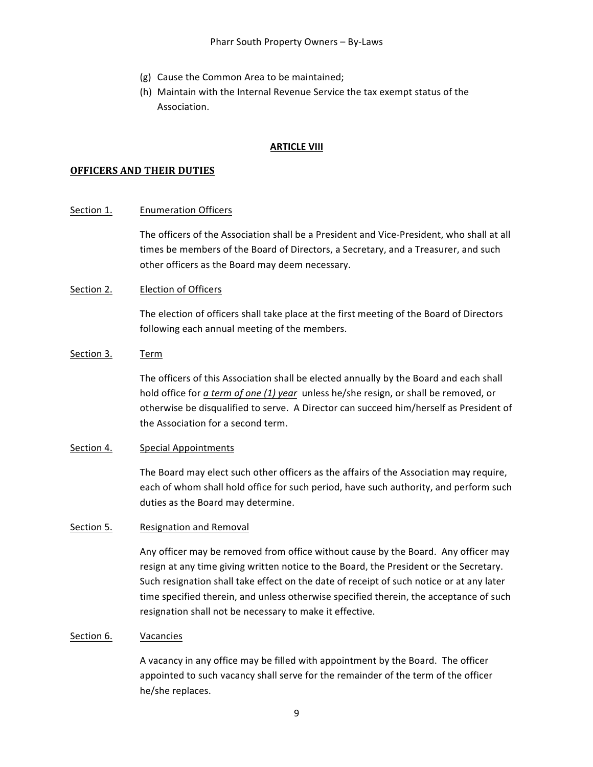(g) Cause the Common Area to be maintained;

(h) Maintain with the Internal Revenue Service the tax exempt status of the Association.

## ARTICLE VIII

### OFFICERS AND THEIR DUTIES

Section 1. Enumeration Officers

The officers of the Association shall be a President and Vice-President, who shall at all times be members of the Board of Directors, a Secretary, and a Treasurer, and such other officers as the Board may deem necessary.

Section 2. Election of Officers

The election of officers shall take place at the first meeting of the Board of Directors following each annual meeting of the members.

Section 3. Term

The officers of this Association shall be elected annually by the Board and each shall hold office for ***a term of one (1) year*** unless he/she resign, or shall be removed, or otherwise be disqualified to serve. A Director can succeed him/herself as President of the Association for a second term.

Section 4. Special Appointments

The Board may elect such other officers as the affairs of the Association may require, each of whom shall hold office for such period, have such authority, and perform such duties as the Board may determine.

Section 5. Resignation and Removal

Any officer may be removed from office without cause by the Board. Any officer may resign at any time giving written notice to the Board, the President or the Secretary. Such resignation shall take effect on the date of receipt of such notice or at any later time specified therein, and unless otherwise specified therein, the acceptance of such resignation shall not be necessary to make it effective.

Section 6. Vacancies

A vacancy in any office may be filled with appointment by the Board. The officer appointed to such vacancy shall serve for the remainder of the term of the officer he/she replaces.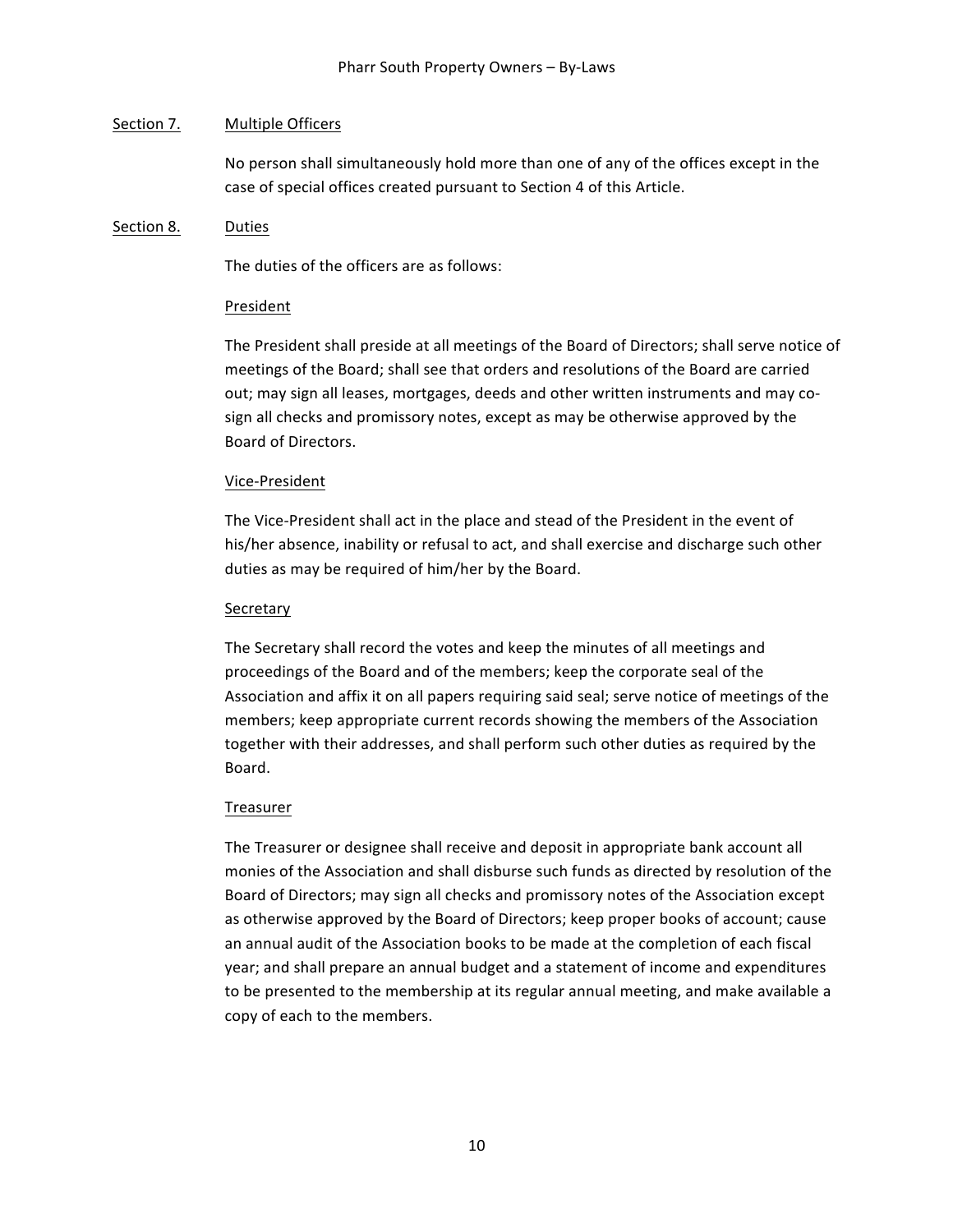### Section 7. Multiple Officers

No person shall simultaneously hold more than one of any of the offices except in the case of special offices created pursuant to Section 4 of this Article.

### Section 8. Duties

The duties of the officers are as follows:

#### President

The President shall preside at all meetings of the Board of Directors; shall serve notice of meetings of the Board; shall see that orders and resolutions of the Board are carried out; may sign all leases, mortgages, deeds and other written instruments and may co-sign all checks and promissory notes, except as may be otherwise approved by the Board of Directors.

#### Vice-President

The Vice-President shall act in the place and stead of the President in the event of his/her absence, inability or refusal to act, and shall exercise and discharge such other duties as may be required of him/her by the Board.

#### Secretary

The Secretary shall record the votes and keep the minutes of all meetings and proceedings of the Board and of the members; keep the corporate seal of the Association and affix it on all papers requiring said seal; serve notice of meetings of the members; keep appropriate current records showing the members of the Association together with their addresses, and shall perform such other duties as required by the Board.

#### Treasurer

The Treasurer or designee shall receive and deposit in appropriate bank account all monies of the Association and shall disburse such funds as directed by resolution of the Board of Directors; may sign all checks and promissory notes of the Association except as otherwise approved by the Board of Directors; keep proper books of account; cause an annual audit of the Association books to be made at the completion of each fiscal year; and shall prepare an annual budget and a statement of income and expenditures to be presented to the membership at its regular annual meeting, and make available a copy of each to the members.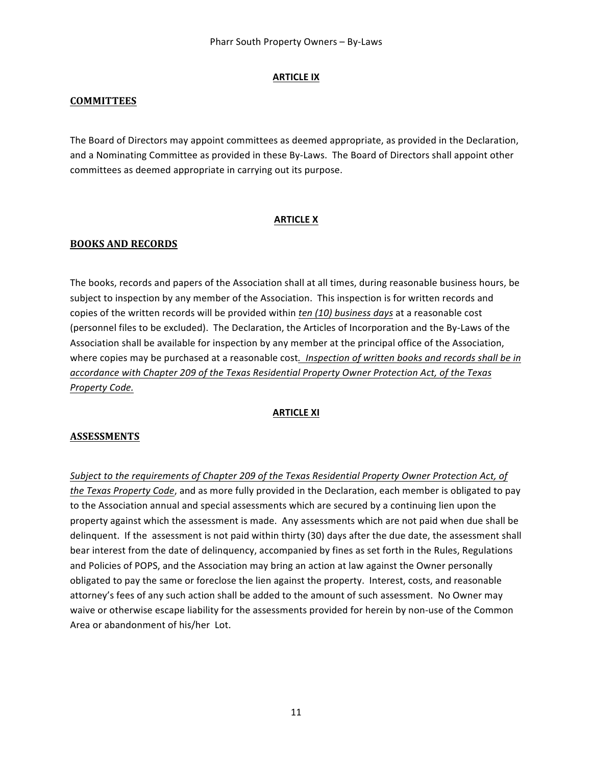**ARTICLE IX**

**COMMITTEES**

The Board of Directors may appoint committees as deemed appropriate, as provided in the Declaration, and a Nominating Committee as provided in these By-Laws. The Board of Directors shall appoint other committees as deemed appropriate in carrying out its purpose.

**ARTICLE X**

**BOOKS AND RECORDS**

The books, records and papers of the Association shall at all times, during reasonable business hours, be subject to inspection by any member of the Association. This inspection is for written records and copies of the written records will be provided within *ten (10) business days* at a reasonable cost (personnel files to be excluded). The Declaration, the Articles of Incorporation and the By-Laws of the Association shall be available for inspection by any member at the principal office of the Association, where copies may be purchased at a reasonable cost*. Inspection of written books and records shall be in accordance with Chapter 209 of the Texas Residential Property Owner Protection Act, of the Texas Property Code.*

**ARTICLE XI**

**ASSESSMENTS**

*Subject to the requirements of Chapter 209 of the Texas Residential Property Owner Protection Act, of the Texas Property Code*, and as more fully provided in the Declaration, each member is obligated to pay to the Association annual and special assessments which are secured by a continuing lien upon the property against which the assessment is made. Any assessments which are not paid when due shall be delinquent. If the assessment is not paid within thirty (30) days after the due date, the assessment shall bear interest from the date of delinquency, accompanied by fines as set forth in the Rules, Regulations and Policies of POPS, and the Association may bring an action at law against the Owner personally obligated to pay the same or foreclose the lien against the property. Interest, costs, and reasonable attorney's fees of any such action shall be added to the amount of such assessment. No Owner may waive or otherwise escape liability for the assessments provided for herein by non-use of the Common Area or abandonment of his/her Lot.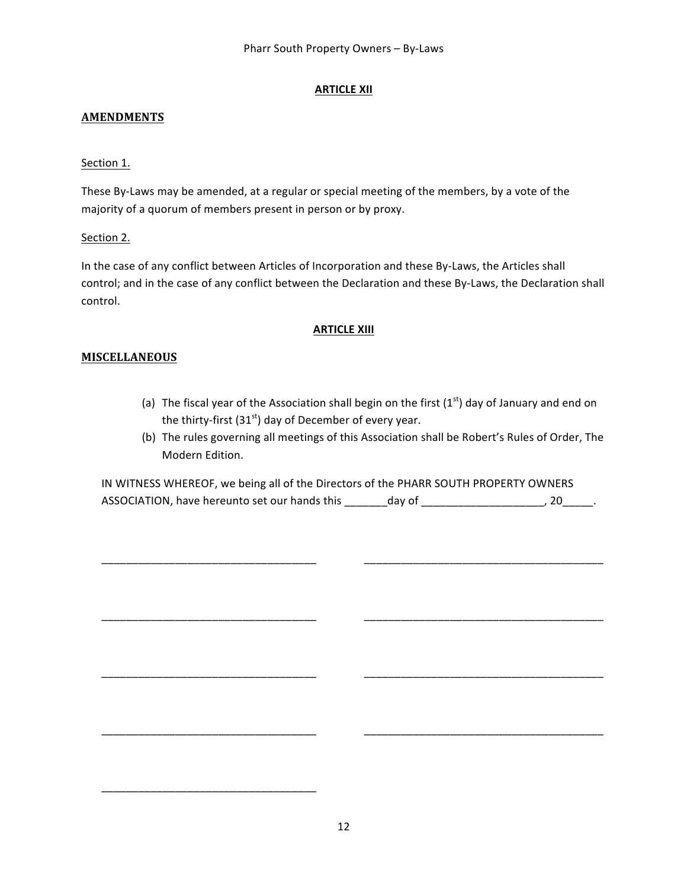## ARTICLE XII

### AMENDMENTS

Section 1.

These By-Laws may be amended, at a regular or special meeting of the members, by a vote of the majority of a quorum of members present in person or by proxy.

Section 2.

In the case of any conflict between Articles of Incorporation and these By-Laws, the Articles shall control; and in the case of any conflict between the Declaration and these By-Laws, the Declaration shall control.

## ARTICLE XIII

### MISCELLANEOUS

(a) The fiscal year of the Association shall begin on the first (1st) day of January and end on the thirty-first (31st) day of December of every year.

(b) The rules governing all meetings of this Association shall be Robert's Rules of Order, The Modern Edition.

IN WITNESS WHEREOF, we being all of the Directors of the PHARR SOUTH PROPERTY OWNERS ASSOCIATION, have hereunto set our hands this _______day of ___________________, 20_____.

___________________________________ ________________________________________

___________________________________ ________________________________________

___________________________________ ________________________________________

___________________________________ ________________________________________

___________________________________